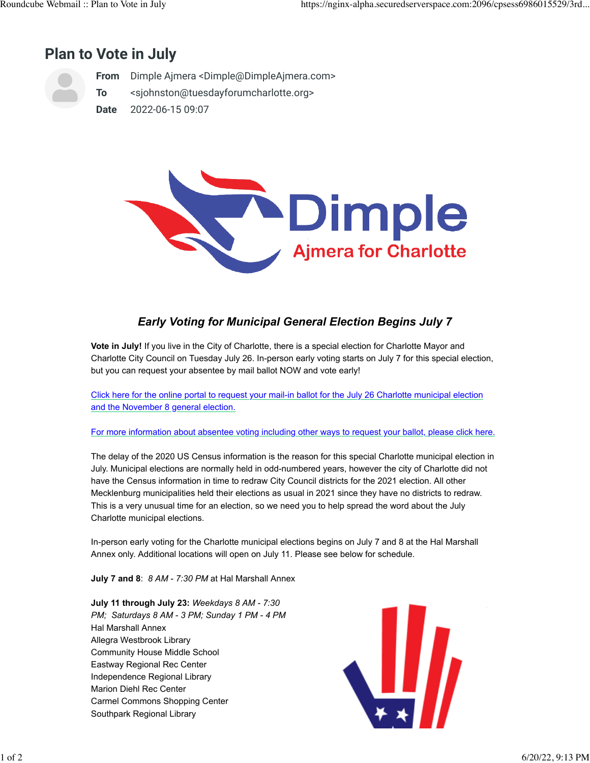# Plan to Vote in July

**From** Dimple Ajmera <Dimple@DimpleAjmera.com>
**To** <sjohnston@tuesdayforumcharlotte.org>
**Date** 2022-06-15 09:07

Dimple
Ajmera for Charlotte

### *Early Voting for Municipal General Election Begins July 7*

**Vote in July!** If you live in the City of Charlotte, there is a special election for Charlotte Mayor and Charlotte City Council on Tuesday July 26. In-person early voting starts on July 7 for this special election, but you can request your absentee by mail ballot NOW and vote early!

Click here for the online portal to request your mail-in ballot for the July 26 Charlotte municipal election and the November 8 general election.

For more information about absentee voting including other ways to request your ballot, please click here.

The delay of the 2020 US Census information is the reason for this special Charlotte municipal election in July. Municipal elections are normally held in odd-numbered years, however the city of Charlotte did not have the Census information in time to redraw City Council districts for the 2021 election. All other Mecklenburg municipalities held their elections as usual in 2021 since they have no districts to redraw. This is a very unusual time for an election, so we need you to help spread the word about the July Charlotte municipal elections.

In-person early voting for the Charlotte municipal elections begins on July 7 and 8 at the Hal Marshall Annex only. Additional locations will open on July 11. Please see below for schedule.

**July 7 and 8**: *8 AM - 7:30 PM* at Hal Marshall Annex

**July 11 through July 23:** *Weekdays 8 AM - 7:30 PM; Saturdays 8 AM - 3 PM; Sunday 1 PM - 4 PM*
Hal Marshall Annex
Allegra Westbrook Library
Community House Middle School
Eastway Regional Rec Center
Independence Regional Library
Marion Diehl Rec Center
Carmel Commons Shopping Center
Southpark Regional Library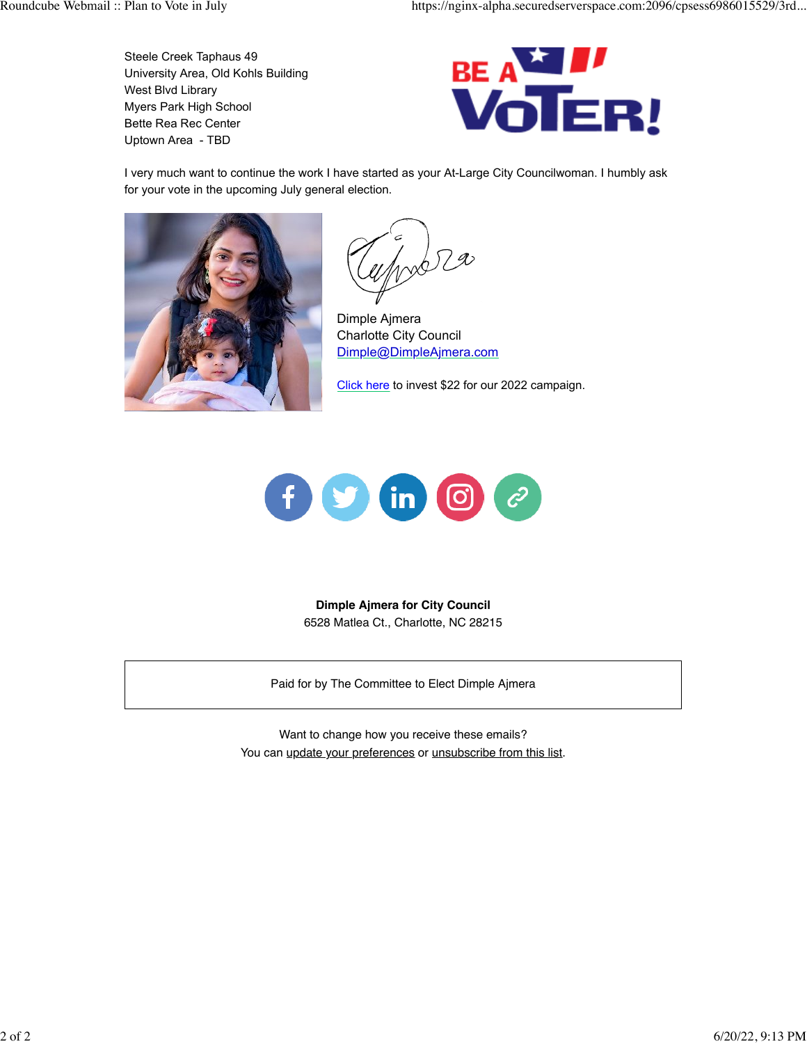Steele Creek Taphaus 49
University Area, Old Kohls Building
West Blvd Library
Myers Park High School
Bette Rea Rec Center
Uptown Area - TBD

I very much want to continue the work I have started as your At-Large City Councilwoman. I humbly ask for your vote in the upcoming July general election.

Dimple Ajmera
Charlotte City Council
Dimple@DimpleAjmera.com

Click here to invest $22 for our 2022 campaign.

**Dimple Ajmera for City Council**
6528 Matlea Ct., Charlotte, NC 28215

Paid for by The Committee to Elect Dimple Ajmera

Want to change how you receive these emails?
You can update your preferences or unsubscribe from this list.